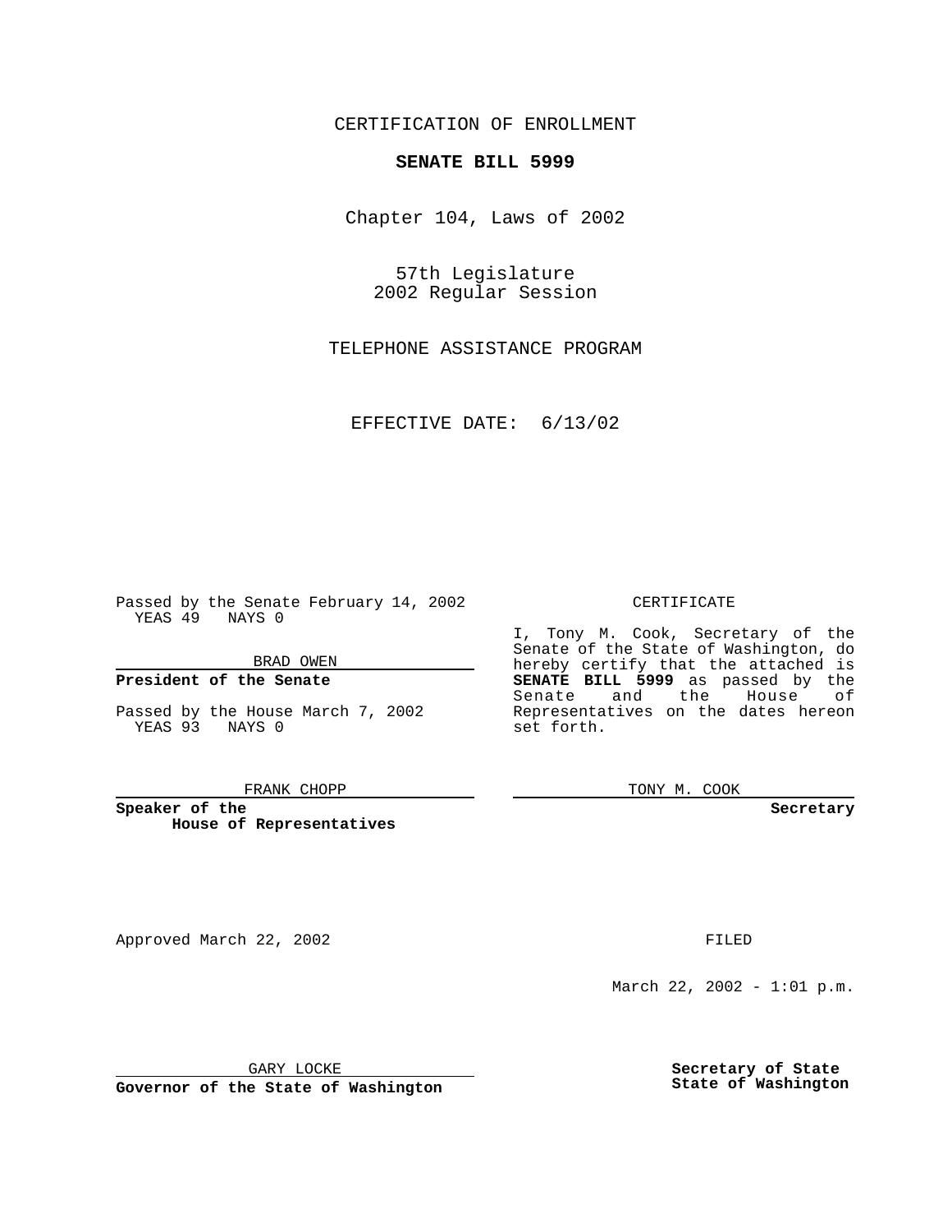CERTIFICATION OF ENROLLMENT

**SENATE BILL 5999**

Chapter 104, Laws of 2002

57th Legislature
2002 Regular Session

TELEPHONE ASSISTANCE PROGRAM

EFFECTIVE DATE: 6/13/02

Passed by the Senate February 14, 2002
YEAS 49 NAYS 0

BRAD OWEN

**President of the Senate**

Passed by the House March 7, 2002
YEAS 93 NAYS 0

FRANK CHOPP

**Speaker of the House of Representatives**

CERTIFICATE

I, Tony M. Cook, Secretary of the Senate of the State of Washington, do hereby certify that the attached is **SENATE BILL 5999** as passed by the Senate and the House of Representatives on the dates hereon set forth.

TONY M. COOK

**Secretary**

Approved March 22, 2002

GARY LOCKE

**Governor of the State of Washington**

FILED

March 22, 2002 - 1:01 p.m.

**Secretary of State**
**State of Washington**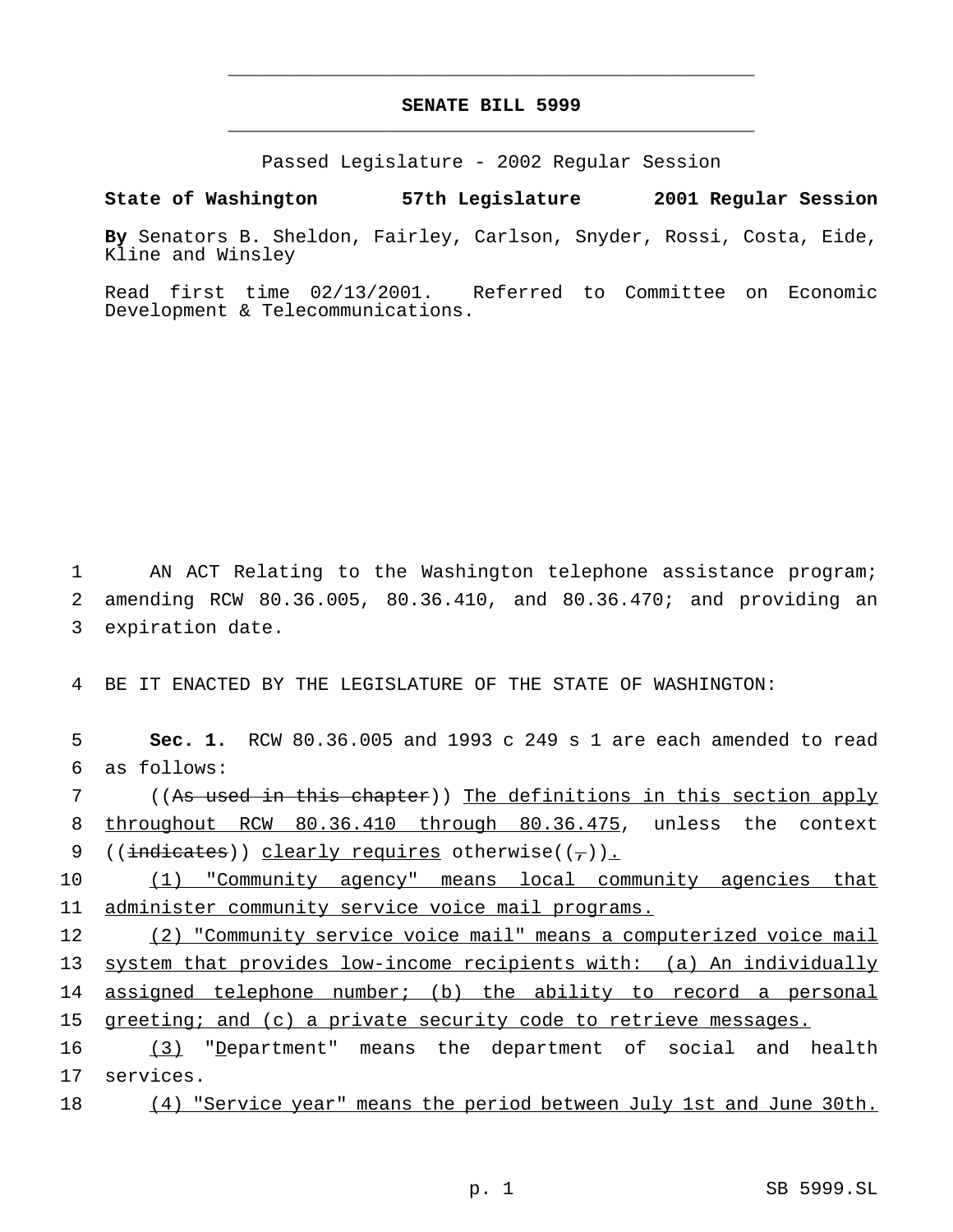# SENATE BILL 5999

Passed Legislature - 2002 Regular Session

**State of Washington 57th Legislature 2001 Regular Session**

**By** Senators B. Sheldon, Fairley, Carlson, Snyder, Rossi, Costa, Eide, Kline and Winsley

Read first time 02/13/2001. Referred to Committee on Economic Development & Telecommunications.

1 AN ACT Relating to the Washington telephone assistance program; 2 amending RCW 80.36.005, 80.36.410, and 80.36.470; and providing an 3 expiration date.

4 BE IT ENACTED BY THE LEGISLATURE OF THE STATE OF WASHINGTON:

5 **Sec. 1.** RCW 80.36.005 and 1993 c 249 s 1 are each amended to read 6 as follows:

7 ((~~As used in this chapter~~)) <u>The definitions in this section apply</u> 8 <u>throughout RCW 80.36.410 through 80.36.475</u>, unless the context 9 ((~~indicates~~)) <u>clearly requires</u> otherwise((~~,~~))<u>.</u>

10 <u>(1) "Community agency" means local community agencies that</u> 11 <u>administer community service voice mail programs.</u>

12 <u>(2) "Community service voice mail" means a computerized voice mail</u> 13 <u>system that provides low-income recipients with: (a) An individually</u> 14 <u>assigned telephone number; (b) the ability to record a personal</u> 15 <u>greeting; and (c) a private security code to retrieve messages.</u>

16 <u>(3)</u> "<u>D</u>epartment" means the department of social and health 17 services.

18 <u>(4) "Service year" means the period between July 1st and June 30th.</u>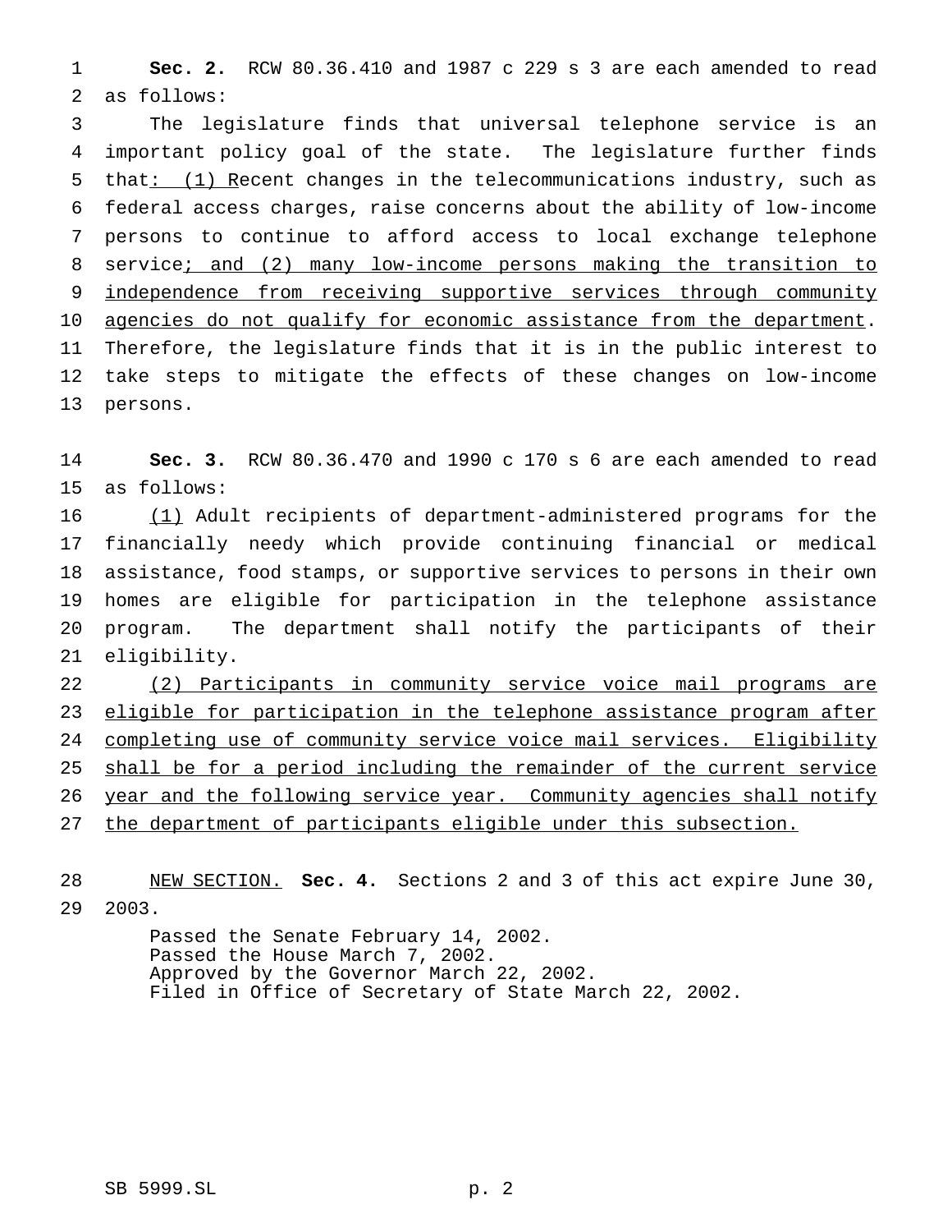**Sec. 2.** RCW 80.36.410 and 1987 c 229 s 3 are each amended to read as follows:

The legislature finds that universal telephone service is an important policy goal of the state. The legislature further finds that: (1) Recent changes in the telecommunications industry, such as federal access charges, raise concerns about the ability of low-income persons to continue to afford access to local exchange telephone service; and (2) many low-income persons making the transition to independence from receiving supportive services through community agencies do not qualify for economic assistance from the department. Therefore, the legislature finds that it is in the public interest to take steps to mitigate the effects of these changes on low-income persons.

**Sec. 3.** RCW 80.36.470 and 1990 c 170 s 6 are each amended to read as follows:

(1) Adult recipients of department-administered programs for the financially needy which provide continuing financial or medical assistance, food stamps, or supportive services to persons in their own homes are eligible for participation in the telephone assistance program. The department shall notify the participants of their eligibility.

(2) Participants in community service voice mail programs are eligible for participation in the telephone assistance program after completing use of community service voice mail services. Eligibility shall be for a period including the remainder of the current service year and the following service year. Community agencies shall notify the department of participants eligible under this subsection.

NEW SECTION. **Sec. 4.** Sections 2 and 3 of this act expire June 30, 2003.

Passed the Senate February 14, 2002.
Passed the House March 7, 2002.
Approved by the Governor March 22, 2002.
Filed in Office of Secretary of State March 22, 2002.